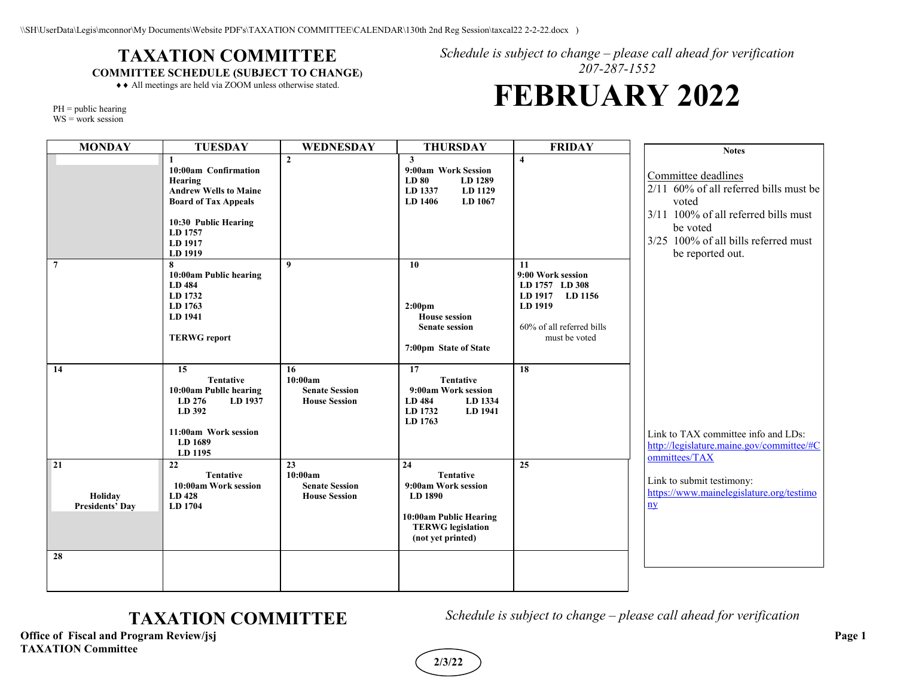# TAXATION COMMITTEE

**COMMITTEE SCHEDULE (SUBJECT TO CHANGE)**

♦♦ All meetings are held via ZOOM unless otherwise stated.

PH = public hearing
WS = work session

*Schedule is subject to change – please call ahead for verification*
*207-287-1552*

# FEBRUARY 2022

| MONDAY | TUESDAY | WEDNESDAY | THURSDAY | FRIDAY |
|---|---|---|---|---|
| | **1**<br>**10:00am Confirmation Hearing**<br>**Andrew Wells to Maine Board of Tax Appeals**<br><br>**10:30 Public Hearing**<br>**LD 1757**<br>**LD 1917**<br>**LD 1919** | **2** | **3**<br>**9:00am Work Session**<br>**LD 80 LD 1289**<br>**LD 1337 LD 1129**<br>**LD 1406 LD 1067** | **4** |
| **7** | **8**<br>**10:00am Public hearing**<br>**LD 484**<br>**LD 1732**<br>**LD 1763**<br>**LD 1941**<br><br>**TERWG report** | **9** | **10**<br><br>**2:00pm**<br>**House session**<br>**Senate session**<br><br>**7:00pm State of State** | **11**<br>**9:00 Work session**<br>**LD 1757 LD 308**<br>**LD 1917 LD 1156**<br>**LD 1919**<br><br>60% of all referred bills must be voted |
| **14** | **15**<br>**Tentative**<br>**10:00am Publlc hearing**<br>**LD 276 LD 1937**<br>**LD 392**<br><br>**11:00am Work session**<br>**LD 1689**<br>**LD 1195** | **16**<br>**10:00am**<br>**Senate Session**<br>**House Session** | **17**<br>**Tentative**<br>**9:00am Work session**<br>**LD 484 LD 1334**<br>**LD 1732 LD 1941**<br>**LD 1763** | **18** |
| **21**<br><br>**Holiday**<br>**Presidents' Day** | **22**<br>**Tentative**<br>**10:00am Work session**<br>**LD 428**<br>**LD 1704** | **23**<br>**10:00am**<br>**Senate Session**<br>**House Session** | **24**<br>**Tentative**<br>**9:00am Work session**<br>**LD 1890**<br><br>**10:00am Public Hearing**<br>**TERWG legislation**<br>**(not yet printed)** | **25** |
| **28** | | | | |

**Notes**

Committee deadlines

- 2/11 60% of all referred bills must be voted
- 3/11 100% of all referred bills must be voted
- 3/25 100% of all bills referred must be reported out.

Link to TAX committee info and LDs: [http://legislature.maine.gov/committee/#Committees/TAX](http://legislature.maine.gov/committee/#Committees/TAX)

Link to submit testimony: [https://www.mainelegislature.org/testimony](https://www.mainelegislature.org/testimony)

# TAXATION COMMITTEE

*Schedule is subject to change – please call ahead for verification*

**Office of Fiscal and Program Review/jsj**
**TAXATION Committee**

**2/3/22**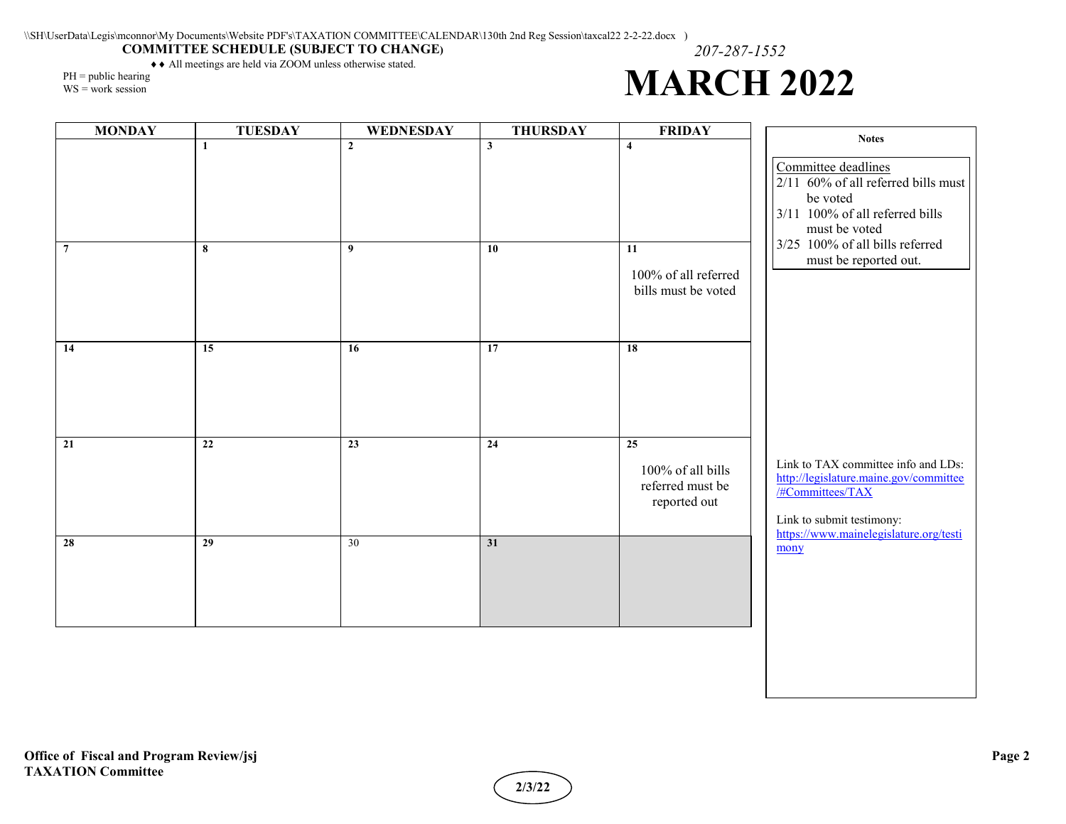\\SH\UserData\Legis\mconnor\My Documents\Website PDF's\TAXATION COMMITTEE\CALENDAR\130th 2nd Reg Session\taxcal22 2-2-22.docx )

**COMMITTEE SCHEDULE (SUBJECT TO CHANGE)**

♦♦ All meetings are held via ZOOM unless otherwise stated.

PH = public hearing
WS = work session

*207-287-1552*

# MARCH 2022

| MONDAY | TUESDAY | WEDNESDAY | THURSDAY | FRIDAY |
|---|---|---|---|---|
| | **1** | **2** | **3** | **4** |
| **7** | **8** | **9** | **10** | **11**<br>100% of all referred bills must be voted |
| **14** | **15** | **16** | **17** | **18** |
| **21** | **22** | **23** | **24** | **25**<br>100% of all bills referred must be reported out |
| **28** | **29** | 30 | **31** | |

**Notes**

Committee deadlines
- 2/11 60% of all referred bills must be voted
- 3/11 100% of all referred bills must be voted
- 3/25 100% of all bills referred must be reported out.

Link to TAX committee info and LDs: http://legislature.maine.gov/committee/#Committees/TAX

Link to submit testimony: https://www.mainelegislature.org/testimony

**Office of Fiscal and Program Review/jsj**
**TAXATION Committee**

**2/3/22**